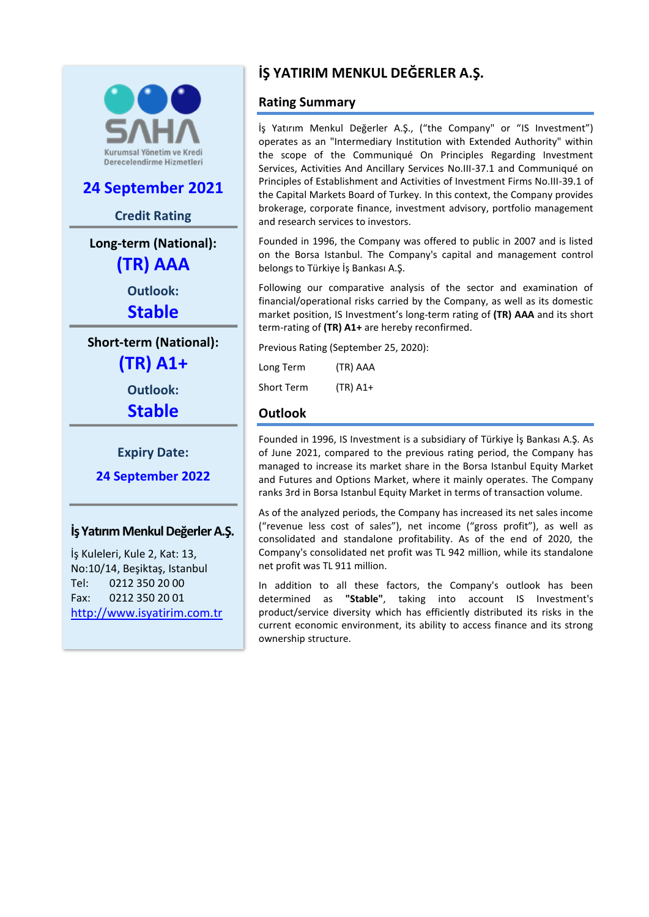SAHA
Kurumsal Yönetim ve Kredi Derecelendirme Hizmetleri

**24 September 2021**

**Credit Rating**

**Long-term (National):**
**(TR) AAA**

**Outlook:**
**Stable**

**Short-term (National):**
**(TR) A1+**

**Outlook:**
**Stable**

**Expiry Date:**
**24 September 2022**

**İş Yatırım Menkul Değerler A.Ş.**

İş Kuleleri, Kule 2, Kat: 13,
No:10/14, Beşiktaş, Istanbul
Tel: 0212 350 20 00
Fax: 0212 350 20 01
http://www.isyatirim.com.tr

# İŞ YATIRIM MENKUL DEĞERLER A.Ş.

## Rating Summary

İş Yatırım Menkul Değerler A.Ş., ("the Company" or "IS Investment") operates as an "Intermediary Institution with Extended Authority" within the scope of the Communiqué On Principles Regarding Investment Services, Activities And Ancillary Services No.III-37.1 and Communiqué on Principles of Establishment and Activities of Investment Firms No.III-39.1 of the Capital Markets Board of Turkey. In this context, the Company provides brokerage, corporate finance, investment advisory, portfolio management and research services to investors.

Founded in 1996, the Company was offered to public in 2007 and is listed on the Borsa Istanbul. The Company's capital and management control belongs to Türkiye İş Bankası A.Ş.

Following our comparative analysis of the sector and examination of financial/operational risks carried by the Company, as well as its domestic market position, IS Investment's long-term rating of **(TR) AAA** and its short term-rating of **(TR) A1+** are hereby reconfirmed.

Previous Rating (September 25, 2020):

| Long Term | (TR) AAA |
|---|---|
| Short Term | (TR) A1+ |

## Outlook

Founded in 1996, IS Investment is a subsidiary of Türkiye İş Bankası A.Ş. As of June 2021, compared to the previous rating period, the Company has managed to increase its market share in the Borsa Istanbul Equity Market and Futures and Options Market, where it mainly operates. The Company ranks 3rd in Borsa Istanbul Equity Market in terms of transaction volume.

As of the analyzed periods, the Company has increased its net sales income ("revenue less cost of sales"), net income ("gross profit"), as well as consolidated and standalone profitability. As of the end of 2020, the Company's consolidated net profit was TL 942 million, while its standalone net profit was TL 911 million.

In addition to all these factors, the Company's outlook has been determined as **"Stable"**, taking into account IS Investment's product/service diversity which has efficiently distributed its risks in the current economic environment, its ability to access finance and its strong ownership structure.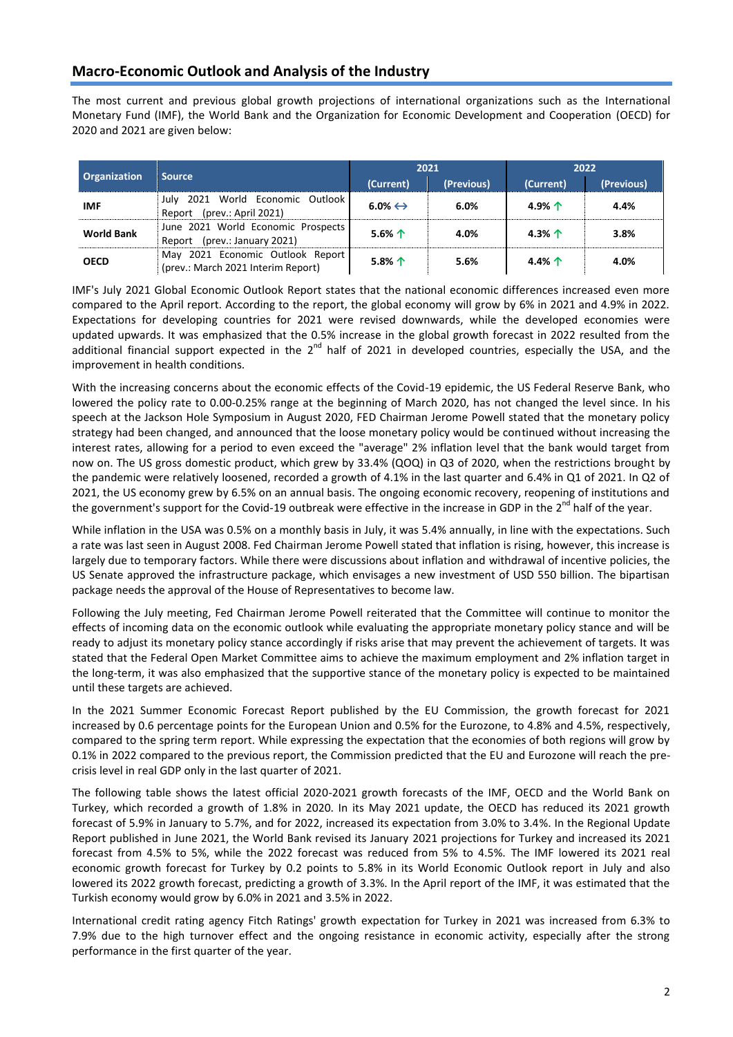## Macro-Economic Outlook and Analysis of the Industry

The most current and previous global growth projections of international organizations such as the International Monetary Fund (IMF), the World Bank and the Organization for Economic Development and Cooperation (OECD) for 2020 and 2021 are given below:

| Organization | Source | 2021 | | 2022 | |
|---|---|---|---|---|---|
| | | (Current) | (Previous) | (Current) | (Previous) |
| **IMF** | July 2021 World Economic Outlook Report (prev.: April 2021) | **6.0% ↔** | **6.0%** | **4.9% ↑** | **4.4%** |
| **World Bank** | June 2021 World Economic Prospects Report (prev.: January 2021) | **5.6% ↑** | **4.0%** | **4.3% ↑** | **3.8%** |
| **OECD** | May 2021 Economic Outlook Report (prev.: March 2021 Interim Report) | **5.8% ↑** | **5.6%** | **4.4% ↑** | **4.0%** |

IMF's July 2021 Global Economic Outlook Report states that the national economic differences increased even more compared to the April report. According to the report, the global economy will grow by 6% in 2021 and 4.9% in 2022. Expectations for developing countries for 2021 were revised downwards, while the developed economies were updated upwards. It was emphasized that the 0.5% increase in the global growth forecast in 2022 resulted from the additional financial support expected in the 2nd half of 2021 in developed countries, especially the USA, and the improvement in health conditions.

With the increasing concerns about the economic effects of the Covid-19 epidemic, the US Federal Reserve Bank, who lowered the policy rate to 0.00-0.25% range at the beginning of March 2020, has not changed the level since. In his speech at the Jackson Hole Symposium in August 2020, FED Chairman Jerome Powell stated that the monetary policy strategy had been changed, and announced that the loose monetary policy would be continued without increasing the interest rates, allowing for a period to even exceed the "average" 2% inflation level that the bank would target from now on. The US gross domestic product, which grew by 33.4% (QOQ) in Q3 of 2020, when the restrictions brought by the pandemic were relatively loosened, recorded a growth of 4.1% in the last quarter and 6.4% in Q1 of 2021. In Q2 of 2021, the US economy grew by 6.5% on an annual basis. The ongoing economic recovery, reopening of institutions and the government's support for the Covid-19 outbreak were effective in the increase in GDP in the 2nd half of the year.

While inflation in the USA was 0.5% on a monthly basis in July, it was 5.4% annually, in line with the expectations. Such a rate was last seen in August 2008. Fed Chairman Jerome Powell stated that inflation is rising, however, this increase is largely due to temporary factors. While there were discussions about inflation and withdrawal of incentive policies, the US Senate approved the infrastructure package, which envisages a new investment of USD 550 billion. The bipartisan package needs the approval of the House of Representatives to become law.

Following the July meeting, Fed Chairman Jerome Powell reiterated that the Committee will continue to monitor the effects of incoming data on the economic outlook while evaluating the appropriate monetary policy stance and will be ready to adjust its monetary policy stance accordingly if risks arise that may prevent the achievement of targets. It was stated that the Federal Open Market Committee aims to achieve the maximum employment and 2% inflation target in the long-term, it was also emphasized that the supportive stance of the monetary policy is expected to be maintained until these targets are achieved.

In the 2021 Summer Economic Forecast Report published by the EU Commission, the growth forecast for 2021 increased by 0.6 percentage points for the European Union and 0.5% for the Eurozone, to 4.8% and 4.5%, respectively, compared to the spring term report. While expressing the expectation that the economies of both regions will grow by 0.1% in 2022 compared to the previous report, the Commission predicted that the EU and Eurozone will reach the pre-crisis level in real GDP only in the last quarter of 2021.

The following table shows the latest official 2020-2021 growth forecasts of the IMF, OECD and the World Bank on Turkey, which recorded a growth of 1.8% in 2020. In its May 2021 update, the OECD has reduced its 2021 growth forecast of 5.9% in January to 5.7%, and for 2022, increased its expectation from 3.0% to 3.4%. In the Regional Update Report published in June 2021, the World Bank revised its January 2021 projections for Turkey and increased its 2021 forecast from 4.5% to 5%, while the 2022 forecast was reduced from 5% to 4.5%. The IMF lowered its 2021 real economic growth forecast for Turkey by 0.2 points to 5.8% in its World Economic Outlook report in July and also lowered its 2022 growth forecast, predicting a growth of 3.3%. In the April report of the IMF, it was estimated that the Turkish economy would grow by 6.0% in 2021 and 3.5% in 2022.

International credit rating agency Fitch Ratings' growth expectation for Turkey in 2021 was increased from 6.3% to 7.9% due to the high turnover effect and the ongoing resistance in economic activity, especially after the strong performance in the first quarter of the year.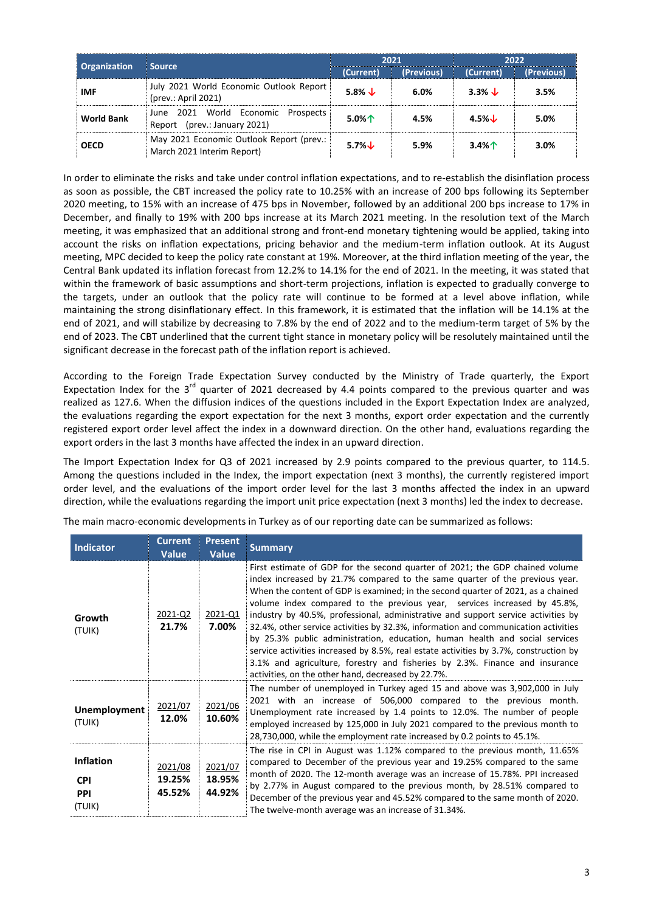| Organization | Source | 2021 | | 2022 | |
|---|---|---|---|---|---|
| | | (Current) | (Previous) | (Current) | (Previous) |
| **IMF** | July 2021 World Economic Outlook Report (prev.: April 2021) | **5.8% ↓** | **6.0%** | **3.3% ↓** | **3.5%** |
| **World Bank** | June 2021 World Economic Prospects Report (prev.: January 2021) | **5.0%↑** | **4.5%** | **4.5%↓** | **5.0%** |
| **OECD** | May 2021 Economic Outlook Report (prev.: March 2021 Interim Report) | **5.7%↓** | **5.9%** | **3.4%↑** | **3.0%** |

In order to eliminate the risks and take under control inflation expectations, and to re-establish the disinflation process as soon as possible, the CBT increased the policy rate to 10.25% with an increase of 200 bps following its September 2020 meeting, to 15% with an increase of 475 bps in November, followed by an additional 200 bps increase to 17% in December, and finally to 19% with 200 bps increase at its March 2021 meeting. In the resolution text of the March meeting, it was emphasized that an additional strong and front-end monetary tightening would be applied, taking into account the risks on inflation expectations, pricing behavior and the medium-term inflation outlook. At its August meeting, MPC decided to keep the policy rate constant at 19%. Moreover, at the third inflation meeting of the year, the Central Bank updated its inflation forecast from 12.2% to 14.1% for the end of 2021. In the meeting, it was stated that within the framework of basic assumptions and short-term projections, inflation is expected to gradually converge to the targets, under an outlook that the policy rate will continue to be formed at a level above inflation, while maintaining the strong disinflationary effect. In this framework, it is estimated that the inflation will be 14.1% at the end of 2021, and will stabilize by decreasing to 7.8% by the end of 2022 and to the medium-term target of 5% by the end of 2023. The CBT underlined that the current tight stance in monetary policy will be resolutely maintained until the significant decrease in the forecast path of the inflation report is achieved.

According to the Foreign Trade Expectation Survey conducted by the Ministry of Trade quarterly, the Export Expectation Index for the 3rd quarter of 2021 decreased by 4.4 points compared to the previous quarter and was realized as 127.6. When the diffusion indices of the questions included in the Export Expectation Index are analyzed, the evaluations regarding the export expectation for the next 3 months, export order expectation and the currently registered export order level affect the index in a downward direction. On the other hand, evaluations regarding the export orders in the last 3 months have affected the index in an upward direction.

The Import Expectation Index for Q3 of 2021 increased by 2.9 points compared to the previous quarter, to 114.5. Among the questions included in the Index, the import expectation (next 3 months), the currently registered import order level, and the evaluations of the import order level for the last 3 months affected the index in an upward direction, while the evaluations regarding the import unit price expectation (next 3 months) led the index to decrease.

The main macro-economic developments in Turkey as of our reporting date can be summarized as follows:

| Indicator | Current Value | Present Value | Summary |
|---|---|---|---|
| **Growth** (TUIK) | 2021-Q2 **21.7%** | 2021-Q1 **7.00%** | First estimate of GDP for the second quarter of 2021; the GDP chained volume index increased by 21.7% compared to the same quarter of the previous year. When the content of GDP is examined; in the second quarter of 2021, as a chained volume index compared to the previous year, services increased by 45.8%, industry by 40.5%, professional, administrative and support service activities by 32.4%, other service activities by 32.3%, information and communication activities by 25.3% public administration, education, human health and social services service activities increased by 8.5%, real estate activities by 3.7%, construction by 3.1% and agriculture, forestry and fisheries by 2.3%. Finance and insurance activities, on the other hand, decreased by 22.7%. |
| **Unemployment** (TUIK) | 2021/07 **12.0%** | 2021/06 **10.60%** | The number of unemployed in Turkey aged 15 and above was 3,902,000 in July 2021 with an increase of 506,000 compared to the previous month. Unemployment rate increased by 1.4 points to 12.0%. The number of people employed increased by 125,000 in July 2021 compared to the previous month to 28,730,000, while the employment rate increased by 0.2 points to 45.1%. |
| **Inflation** **CPI** **PPI** (TUIK) | 2021/08 **19.25%** **45.52%** | 2021/07 **18.95%** **44.92%** | The rise in CPI in August was 1.12% compared to the previous month, 11.65% compared to December of the previous year and 19.25% compared to the same month of 2020. The 12-month average was an increase of 15.78%. PPI increased by 2.77% in August compared to the previous month, by 28.51% compared to December of the previous year and 45.52% compared to the same month of 2020. The twelve-month average was an increase of 31.34%. |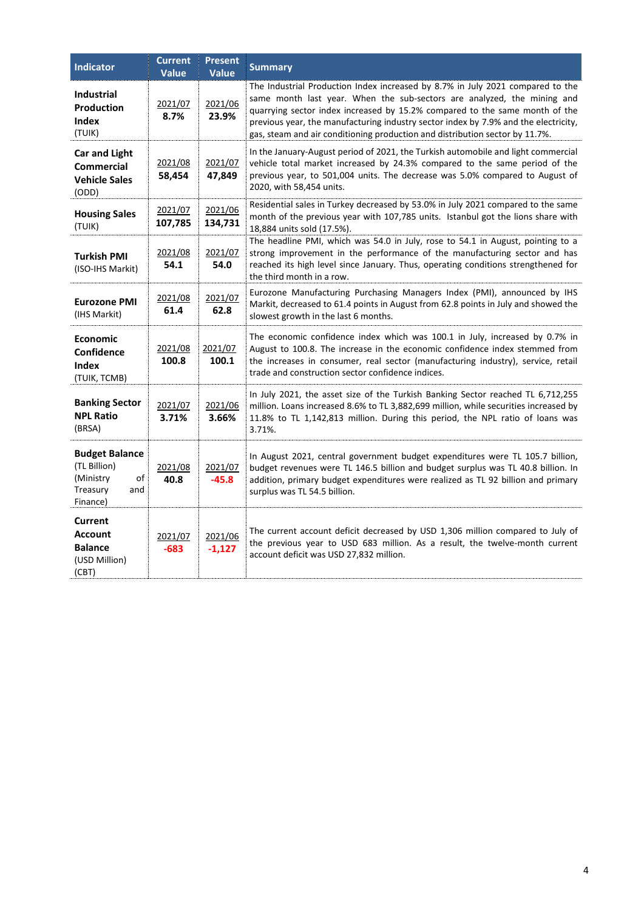| Indicator | Current Value | Present Value | Summary |
|---|---|---|---|
| **Industrial Production Index** (TUIK) | 2021/07 **8.7%** | 2021/06 **23.9%** | The Industrial Production Index increased by 8.7% in July 2021 compared to the same month last year. When the sub-sectors are analyzed, the mining and quarrying sector index increased by 15.2% compared to the same month of the previous year, the manufacturing industry sector index by 7.9% and the electricity, gas, steam and air conditioning production and distribution sector by 11.7%. |
| **Car and Light Commercial Vehicle Sales** (ODD) | 2021/08 **58,454** | 2021/07 **47,849** | In the January-August period of 2021, the Turkish automobile and light commercial vehicle total market increased by 24.3% compared to the same period of the previous year, to 501,004 units. The decrease was 5.0% compared to August of 2020, with 58,454 units. |
| **Housing Sales** (TUIK) | 2021/07 **107,785** | 2021/06 **134,731** | Residential sales in Turkey decreased by 53.0% in July 2021 compared to the same month of the previous year with 107,785 units. Istanbul got the lions share with 18,884 units sold (17.5%). |
| **Turkish PMI** (ISO-IHS Markit) | 2021/08 **54.1** | 2021/07 **54.0** | The headline PMI, which was 54.0 in July, rose to 54.1 in August, pointing to a strong improvement in the performance of the manufacturing sector and has reached its high level since January. Thus, operating conditions strengthened for the third month in a row. |
| **Eurozone PMI** (IHS Markit) | 2021/08 **61.4** | 2021/07 **62.8** | Eurozone Manufacturing Purchasing Managers Index (PMI), announced by IHS Markit, decreased to 61.4 points in August from 62.8 points in July and showed the slowest growth in the last 6 months. |
| **Economic Confidence Index** (TUIK, TCMB) | 2021/08 **100.8** | 2021/07 **100.1** | The economic confidence index which was 100.1 in July, increased by 0.7% in August to 100.8. The increase in the economic confidence index stemmed from the increases in consumer, real sector (manufacturing industry), service, retail trade and construction sector confidence indices. |
| **Banking Sector NPL Ratio** (BRSA) | 2021/07 **3.71%** | 2021/06 **3.66%** | In July 2021, the asset size of the Turkish Banking Sector reached TL 6,712,255 million. Loans increased 8.6% to TL 3,882,699 million, while securities increased by 11.8% to TL 1,142,813 million. During this period, the NPL ratio of loans was 3.71%. |
| **Budget Balance** (TL Billion) (Ministry of Treasury and Finance) | 2021/08 **40.8** | 2021/07 **-45.8** | In August 2021, central government budget expenditures were TL 105.7 billion, budget revenues were TL 146.5 billion and budget surplus was TL 40.8 billion. In addition, primary budget expenditures were realized as TL 92 billion and primary surplus was TL 54.5 billion. |
| **Current Account Balance** (USD Million) (CBT) | 2021/07 **-683** | 2021/06 **-1,127** | The current account deficit decreased by USD 1,306 million compared to July of the previous year to USD 683 million. As a result, the twelve-month current account deficit was USD 27,832 million. |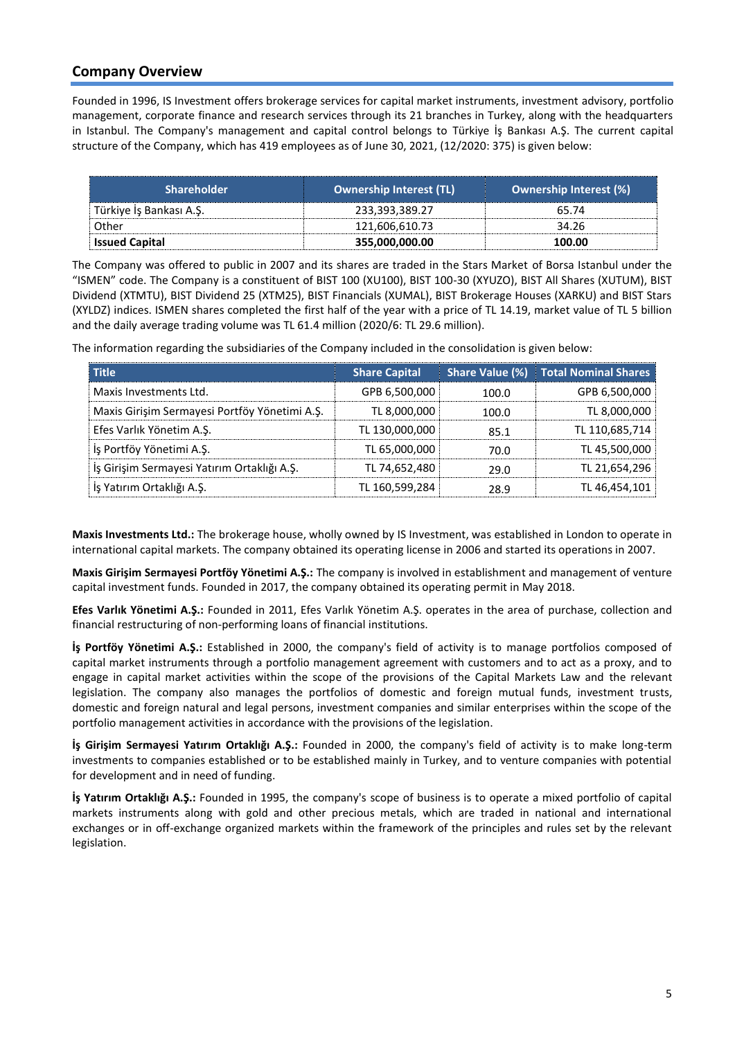## Company Overview

Founded in 1996, IS Investment offers brokerage services for capital market instruments, investment advisory, portfolio management, corporate finance and research services through its 21 branches in Turkey, along with the headquarters in Istanbul. The Company's management and capital control belongs to Türkiye İş Bankası A.Ş. The current capital structure of the Company, which has 419 employees as of June 30, 2021, (12/2020: 375) is given below:

| Shareholder | Ownership Interest (TL) | Ownership Interest (%) |
|---|---|---|
| Türkiye İş Bankası A.Ş. | 233,393,389.27 | 65.74 |
| Other | 121,606,610.73 | 34.26 |
| **Issued Capital** | **355,000,000.00** | **100.00** |

The Company was offered to public in 2007 and its shares are traded in the Stars Market of Borsa Istanbul under the "ISMEN" code. The Company is a constituent of BIST 100 (XU100), BIST 100-30 (XYUZO), BIST All Shares (XUTUM), BIST Dividend (XTMTU), BIST Dividend 25 (XTM25), BIST Financials (XUMAL), BIST Brokerage Houses (XARKU) and BIST Stars (XYLDZ) indices. ISMEN shares completed the first half of the year with a price of TL 14.19, market value of TL 5 billion and the daily average trading volume was TL 61.4 million (2020/6: TL 29.6 million).

The information regarding the subsidiaries of the Company included in the consolidation is given below:

| Title | Share Capital | Share Value (%) | Total Nominal Shares |
|---|---|---|---|
| Maxis Investments Ltd. | GPB 6,500,000 | 100.0 | GPB 6,500,000 |
| Maxis Girişim Sermayesi Portföy Yönetimi A.Ş. | TL 8,000,000 | 100.0 | TL 8,000,000 |
| Efes Varlık Yönetim A.Ş. | TL 130,000,000 | 85.1 | TL 110,685,714 |
| İş Portföy Yönetimi A.Ş. | TL 65,000,000 | 70.0 | TL 45,500,000 |
| İş Girişim Sermayesi Yatırım Ortaklığı A.Ş. | TL 74,652,480 | 29.0 | TL 21,654,296 |
| İş Yatırım Ortaklığı A.Ş. | TL 160,599,284 | 28.9 | TL 46,454,101 |

**Maxis Investments Ltd.:** The brokerage house, wholly owned by IS Investment, was established in London to operate in international capital markets. The company obtained its operating license in 2006 and started its operations in 2007.

**Maxis Girişim Sermayesi Portföy Yönetimi A.Ş.:** The company is involved in establishment and management of venture capital investment funds. Founded in 2017, the company obtained its operating permit in May 2018.

**Efes Varlık Yönetimi A.Ş.:** Founded in 2011, Efes Varlık Yönetim A.Ş. operates in the area of purchase, collection and financial restructuring of non-performing loans of financial institutions.

**İş Portföy Yönetimi A.Ş.:** Established in 2000, the company's field of activity is to manage portfolios composed of capital market instruments through a portfolio management agreement with customers and to act as a proxy, and to engage in capital market activities within the scope of the provisions of the Capital Markets Law and the relevant legislation. The company also manages the portfolios of domestic and foreign mutual funds, investment trusts, domestic and foreign natural and legal persons, investment companies and similar enterprises within the scope of the portfolio management activities in accordance with the provisions of the legislation.

**İş Girişim Sermayesi Yatırım Ortaklığı A.Ş.:** Founded in 2000, the company's field of activity is to make long-term investments to companies established or to be established mainly in Turkey, and to venture companies with potential for development and in need of funding.

**İş Yatırım Ortaklığı A.Ş.:** Founded in 1995, the company's scope of business is to operate a mixed portfolio of capital markets instruments along with gold and other precious metals, which are traded in national and international exchanges or in off-exchange organized markets within the framework of the principles and rules set by the relevant legislation.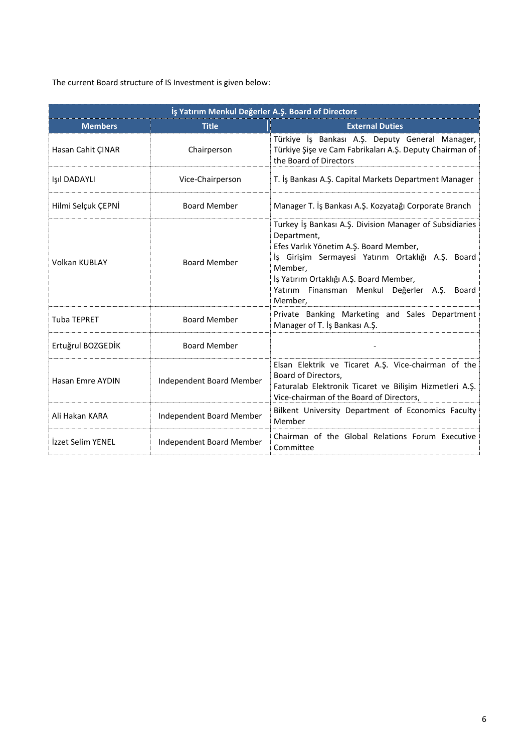The current Board structure of IS Investment is given below:

| İş Yatırım Menkul Değerler A.Ş. Board of Directors | | |
|---|---|---|
| **Members** | **Title** | **External Duties** |
| Hasan Cahit ÇINAR | Chairperson | Türkiye İş Bankası A.Ş. Deputy General Manager, Türkiye Şişe ve Cam Fabrikaları A.Ş. Deputy Chairman of the Board of Directors |
| Işıl DADAYLI | Vice-Chairperson | T. İş Bankası A.Ş. Capital Markets Department Manager |
| Hilmi Selçuk ÇEPNİ | Board Member | Manager T. İş Bankası A.Ş. Kozyatağı Corporate Branch |
| Volkan KUBLAY | Board Member | Turkey İş Bankası A.Ş. Division Manager of Subsidiaries Department, Efes Varlık Yönetim A.Ş. Board Member, İş Girişim Sermayesi Yatırım Ortaklığı A.Ş. Board Member, İş Yatırım Ortaklığı A.Ş. Board Member, Yatırım Finansman Menkul Değerler A.Ş. Board Member, |
| Tuba TEPRET | Board Member | Private Banking Marketing and Sales Department Manager of T. İş Bankası A.Ş. |
| Ertuğrul BOZGEDİK | Board Member | - |
| Hasan Emre AYDIN | Independent Board Member | Elsan Elektrik ve Ticaret A.Ş. Vice-chairman of the Board of Directors, Faturalab Elektronik Ticaret ve Bilişim Hizmetleri A.Ş. Vice-chairman of the Board of Directors, |
| Ali Hakan KARA | Independent Board Member | Bilkent University Department of Economics Faculty Member |
| İzzet Selim YENEL | Independent Board Member | Chairman of the Global Relations Forum Executive Committee |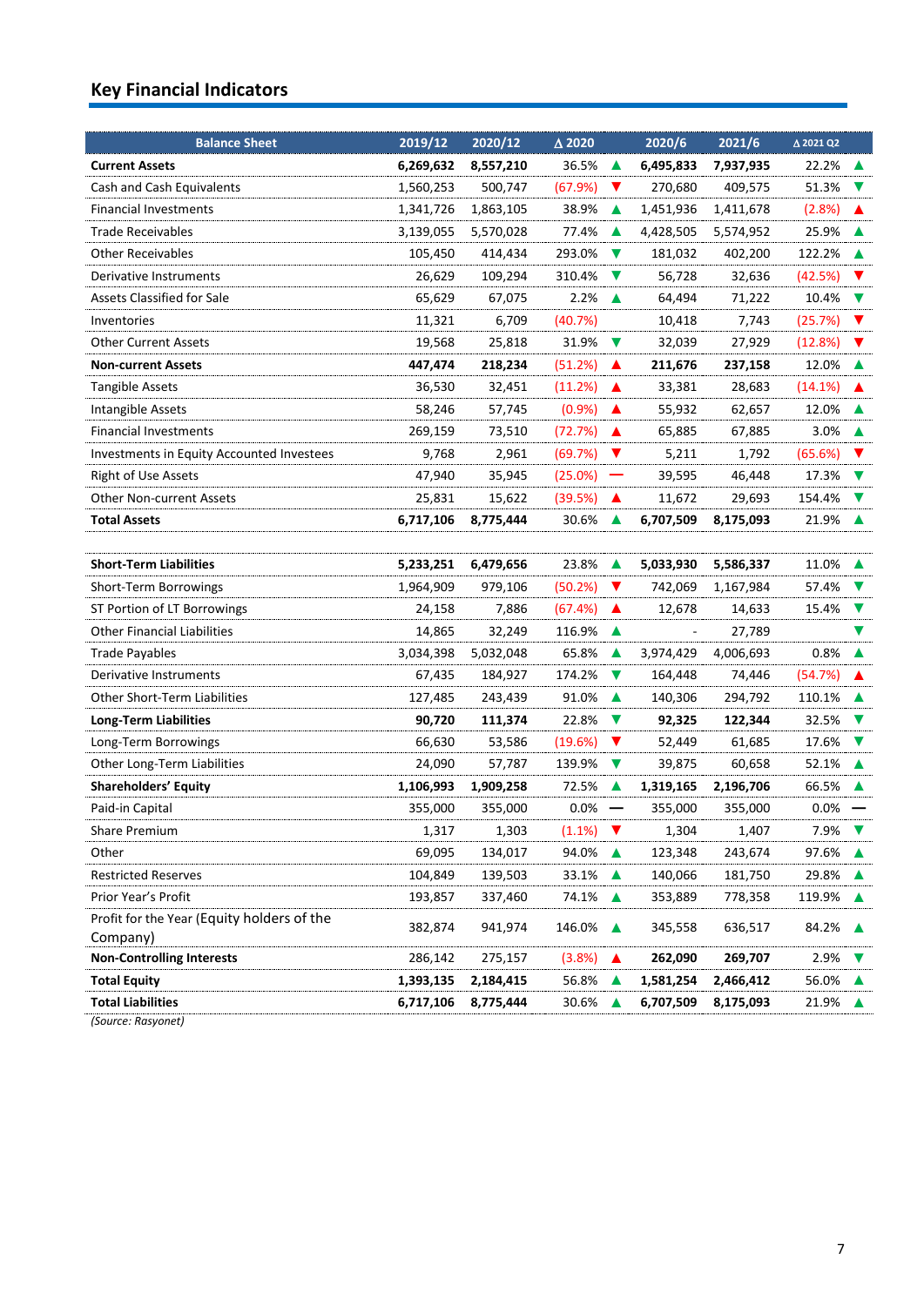## Key Financial Indicators

| Balance Sheet | 2019/12 | 2020/12 | Δ 2020 | | 2020/6 | 2021/6 | Δ 2021 Q2 | |
|---|---|---|---|---|---|---|---|---|
| **Current Assets** | **6,269,632** | **8,557,210** | 36.5% | ▲ | **6,495,833** | **7,937,935** | 22.2% | ▲ |
| Cash and Cash Equivalents | 1,560,253 | 500,747 | (67.9%) | ▼ | 270,680 | 409,575 | 51.3% | ▼ |
| Financial Investments | 1,341,726 | 1,863,105 | 38.9% | ▲ | 1,451,936 | 1,411,678 | (2.8%) | ▲ |
| Trade Receivables | 3,139,055 | 5,570,028 | 77.4% | ▲ | 4,428,505 | 5,574,952 | 25.9% | ▲ |
| Other Receivables | 105,450 | 414,434 | 293.0% | ▼ | 181,032 | 402,200 | 122.2% | ▲ |
| Derivative Instruments | 26,629 | 109,294 | 310.4% | ▼ | 56,728 | 32,636 | (42.5%) | ▼ |
| Assets Classified for Sale | 65,629 | 67,075 | 2.2% | ▲ | 64,494 | 71,222 | 10.4% | ▼ |
| Inventories | 11,321 | 6,709 | (40.7%) | ▼ | 10,418 | 7,743 | (25.7%) | ▼ |
| Other Current Assets | 19,568 | 25,818 | 31.9% | ▼ | 32,039 | 27,929 | (12.8%) | ▼ |
| **Non-current Assets** | **447,474** | **218,234** | (51.2%) | ▲ | **211,676** | **237,158** | 12.0% | ▲ |
| Tangible Assets | 36,530 | 32,451 | (11.2%) | ▲ | 33,381 | 28,683 | (14.1%) | ▲ |
| Intangible Assets | 58,246 | 57,745 | (0.9%) | ▲ | 55,932 | 62,657 | 12.0% | ▲ |
| Financial Investments | 269,159 | 73,510 | (72.7%) | ▲ | 65,885 | 67,885 | 3.0% | ▲ |
| Investments in Equity Accounted Investees | 9,768 | 2,961 | (69.7%) | ▼ | 5,211 | 1,792 | (65.6%) | ▼ |
| Right of Use Assets | 47,940 | 35,945 | (25.0%) | — | 39,595 | 46,448 | 17.3% | ▼ |
| Other Non-current Assets | 25,831 | 15,622 | (39.5%) | ▲ | 11,672 | 29,693 | 154.4% | ▼ |
| **Total Assets** | **6,717,106** | **8,775,444** | 30.6% | ▲ | **6,707,509** | **8,175,093** | 21.9% | ▲ |
| | | | | | | | | |
| **Short-Term Liabilities** | **5,233,251** | **6,479,656** | 23.8% | ▲ | **5,033,930** | **5,586,337** | 11.0% | ▲ |
| Short-Term Borrowings | 1,964,909 | 979,106 | (50.2%) | ▼ | 742,069 | 1,167,984 | 57.4% | ▼ |
| ST Portion of LT Borrowings | 24,158 | 7,886 | (67.4%) | ▲ | 12,678 | 14,633 | 15.4% | ▼ |
| Other Financial Liabilities | 14,865 | 32,249 | 116.9% | ▲ | - | 27,789 | | ▼ |
| Trade Payables | 3,034,398 | 5,032,048 | 65.8% | ▲ | 3,974,429 | 4,006,693 | 0.8% | ▲ |
| Derivative Instruments | 67,435 | 184,927 | 174.2% | ▼ | 164,448 | 74,446 | (54.7%) | ▲ |
| Other Short-Term Liabilities | 127,485 | 243,439 | 91.0% | ▲ | 140,306 | 294,792 | 110.1% | ▲ |
| **Long-Term Liabilities** | **90,720** | **111,374** | 22.8% | ▼ | **92,325** | **122,344** | 32.5% | ▼ |
| Long-Term Borrowings | 66,630 | 53,586 | (19.6%) | ▼ | 52,449 | 61,685 | 17.6% | ▼ |
| Other Long-Term Liabilities | 24,090 | 57,787 | 139.9% | ▼ | 39,875 | 60,658 | 52.1% | ▲ |
| **Shareholders' Equity** | **1,106,993** | **1,909,258** | 72.5% | ▲ | **1,319,165** | **2,196,706** | 66.5% | ▲ |
| Paid-in Capital | 355,000 | 355,000 | 0.0% | — | 355,000 | 355,000 | 0.0% | — |
| Share Premium | 1,317 | 1,303 | (1.1%) | ▼ | 1,304 | 1,407 | 7.9% | ▼ |
| Other | 69,095 | 134,017 | 94.0% | ▲ | 123,348 | 243,674 | 97.6% | ▲ |
| Restricted Reserves | 104,849 | 139,503 | 33.1% | ▲ | 140,066 | 181,750 | 29.8% | ▲ |
| Prior Year's Profit | 193,857 | 337,460 | 74.1% | ▲ | 353,889 | 778,358 | 119.9% | ▲ |
| Profit for the Year (Equity holders of the Company) | 382,874 | 941,974 | 146.0% | ▲ | 345,558 | 636,517 | 84.2% | ▲ |
| **Non-Controlling Interests** | 286,142 | 275,157 | (3.8%) | ▲ | **262,090** | **269,707** | 2.9% | ▼ |
| **Total Equity** | **1,393,135** | **2,184,415** | 56.8% | ▲ | **1,581,254** | **2,466,412** | 56.0% | ▲ |
| **Total Liabilities** | **6,717,106** | **8,775,444** | 30.6% | ▲ | **6,707,509** | **8,175,093** | 21.9% | ▲ |

*(Source: Rasyonet)*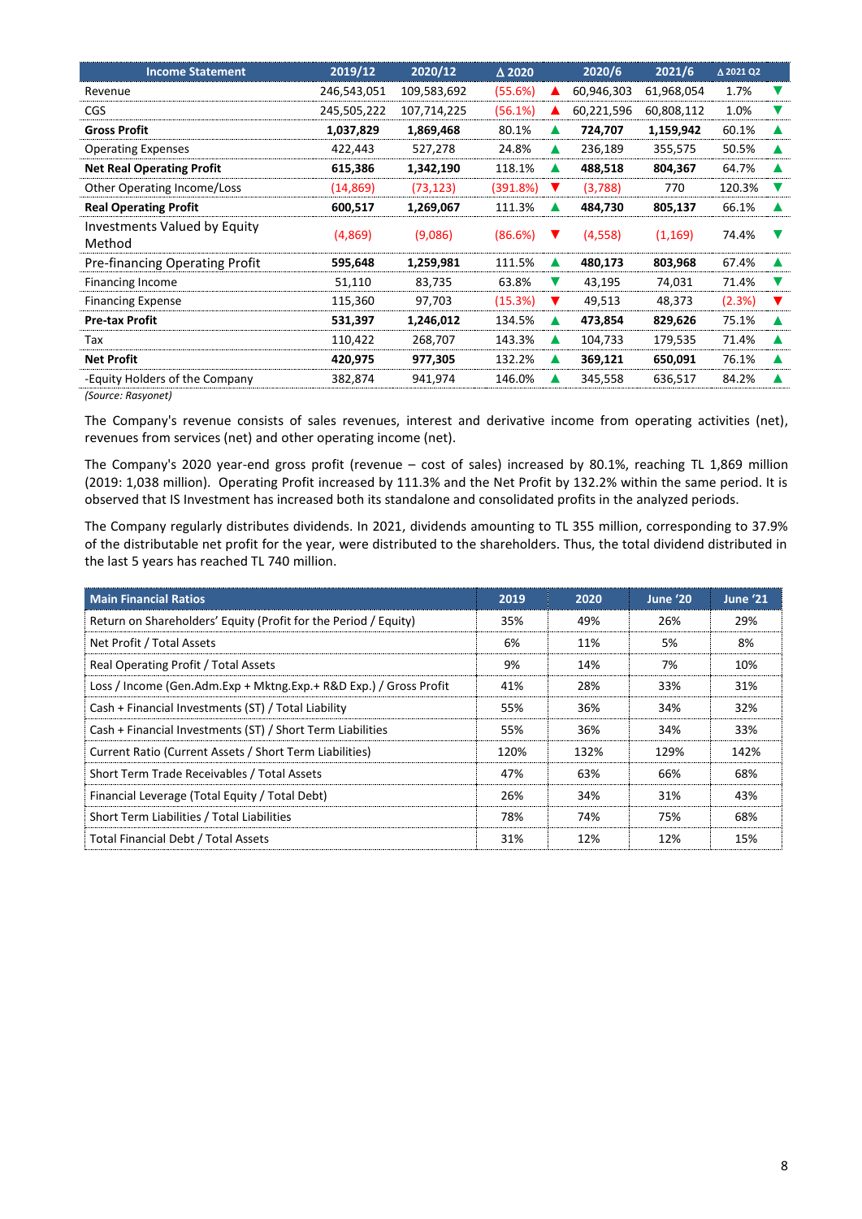| Income Statement | 2019/12 | 2020/12 | Δ 2020 | | 2020/6 | 2021/6 | Δ 2021 Q2 | |
|---|---|---|---|---|---|---|---|---|
| Revenue | 246,543,051 | 109,583,692 | (55.6%) | ▲ | 60,946,303 | 61,968,054 | 1.7% | ▼ |
| CGS | 245,505,222 | 107,714,225 | (56.1%) | ▲ | 60,221,596 | 60,808,112 | 1.0% | ▼ |
| **Gross Profit** | **1,037,829** | **1,869,468** | 80.1% | ▲ | **724,707** | **1,159,942** | 60.1% | ▲ |
| Operating Expenses | 422,443 | 527,278 | 24.8% | ▲ | 236,189 | 355,575 | 50.5% | ▲ |
| **Net Real Operating Profit** | **615,386** | **1,342,190** | 118.1% | ▲ | **488,518** | **804,367** | 64.7% | ▲ |
| Other Operating Income/Loss | (14,869) | (73,123) | (391.8%) | ▼ | (3,788) | 770 | 120.3% | ▼ |
| **Real Operating Profit** | **600,517** | **1,269,067** | 111.3% | ▲ | **484,730** | **805,137** | 66.1% | ▲ |
| Investments Valued by Equity Method | (4,869) | (9,086) | (86.6%) | ▼ | (4,558) | (1,169) | 74.4% | ▼ |
| Pre-financing Operating Profit | **595,648** | **1,259,981** | 111.5% | ▲ | **480,173** | **803,968** | 67.4% | ▲ |
| Financing Income | 51,110 | 83,735 | 63.8% | ▼ | 43,195 | 74,031 | 71.4% | ▼ |
| Financing Expense | 115,360 | 97,703 | (15.3%) | ▼ | 49,513 | 48,373 | (2.3%) | ▼ |
| **Pre-tax Profit** | **531,397** | **1,246,012** | 134.5% | ▲ | **473,854** | **829,626** | 75.1% | ▲ |
| Tax | 110,422 | 268,707 | 143.3% | ▲ | 104,733 | 179,535 | 71.4% | ▲ |
| **Net Profit** | **420,975** | **977,305** | 132.2% | ▲ | **369,121** | **650,091** | 76.1% | ▲ |
| -Equity Holders of the Company | 382,874 | 941,974 | 146.0% | ▲ | 345,558 | 636,517 | 84.2% | ▲ |

*(Source: Rasyonet)*

The Company's revenue consists of sales revenues, interest and derivative income from operating activities (net), revenues from services (net) and other operating income (net).

The Company's 2020 year-end gross profit (revenue – cost of sales) increased by 80.1%, reaching TL 1,869 million (2019: 1,038 million). Operating Profit increased by 111.3% and the Net Profit by 132.2% within the same period. It is observed that IS Investment has increased both its standalone and consolidated profits in the analyzed periods.

The Company regularly distributes dividends. In 2021, dividends amounting to TL 355 million, corresponding to 37.9% of the distributable net profit for the year, were distributed to the shareholders. Thus, the total dividend distributed in the last 5 years has reached TL 740 million.

| Main Financial Ratios | 2019 | 2020 | June '20 | June '21 |
|---|---|---|---|---|
| Return on Shareholders' Equity (Profit for the Period / Equity) | 35% | 49% | 26% | 29% |
| Net Profit / Total Assets | 6% | 11% | 5% | 8% |
| Real Operating Profit / Total Assets | 9% | 14% | 7% | 10% |
| Loss / Income (Gen.Adm.Exp + Mktng.Exp.+ R&D Exp.) / Gross Profit | 41% | 28% | 33% | 31% |
| Cash + Financial Investments (ST) / Total Liability | 55% | 36% | 34% | 32% |
| Cash + Financial Investments (ST) / Short Term Liabilities | 55% | 36% | 34% | 33% |
| Current Ratio (Current Assets / Short Term Liabilities) | 120% | 132% | 129% | 142% |
| Short Term Trade Receivables / Total Assets | 47% | 63% | 66% | 68% |
| Financial Leverage (Total Equity / Total Debt) | 26% | 34% | 31% | 43% |
| Short Term Liabilities / Total Liabilities | 78% | 74% | 75% | 68% |
| Total Financial Debt / Total Assets | 31% | 12% | 12% | 15% |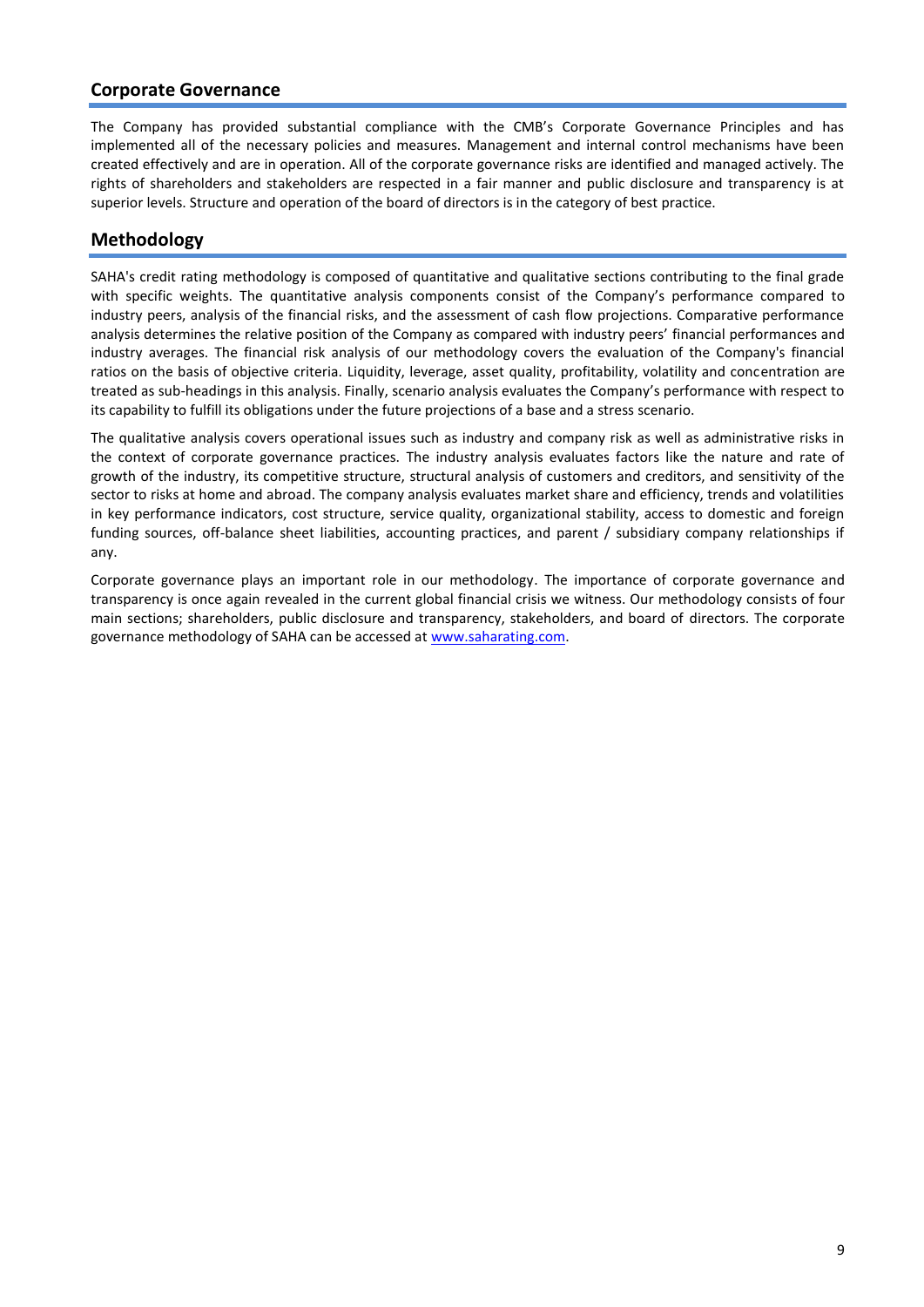## Corporate Governance

The Company has provided substantial compliance with the CMB's Corporate Governance Principles and has implemented all of the necessary policies and measures. Management and internal control mechanisms have been created effectively and are in operation. All of the corporate governance risks are identified and managed actively. The rights of shareholders and stakeholders are respected in a fair manner and public disclosure and transparency is at superior levels. Structure and operation of the board of directors is in the category of best practice.

## Methodology

SAHA's credit rating methodology is composed of quantitative and qualitative sections contributing to the final grade with specific weights. The quantitative analysis components consist of the Company's performance compared to industry peers, analysis of the financial risks, and the assessment of cash flow projections. Comparative performance analysis determines the relative position of the Company as compared with industry peers' financial performances and industry averages. The financial risk analysis of our methodology covers the evaluation of the Company's financial ratios on the basis of objective criteria. Liquidity, leverage, asset quality, profitability, volatility and concentration are treated as sub-headings in this analysis. Finally, scenario analysis evaluates the Company's performance with respect to its capability to fulfill its obligations under the future projections of a base and a stress scenario.

The qualitative analysis covers operational issues such as industry and company risk as well as administrative risks in the context of corporate governance practices. The industry analysis evaluates factors like the nature and rate of growth of the industry, its competitive structure, structural analysis of customers and creditors, and sensitivity of the sector to risks at home and abroad. The company analysis evaluates market share and efficiency, trends and volatilities in key performance indicators, cost structure, service quality, organizational stability, access to domestic and foreign funding sources, off-balance sheet liabilities, accounting practices, and parent / subsidiary company relationships if any.

Corporate governance plays an important role in our methodology. The importance of corporate governance and transparency is once again revealed in the current global financial crisis we witness. Our methodology consists of four main sections; shareholders, public disclosure and transparency, stakeholders, and board of directors. The corporate governance methodology of SAHA can be accessed at [www.saharating.com](http://www.saharating.com).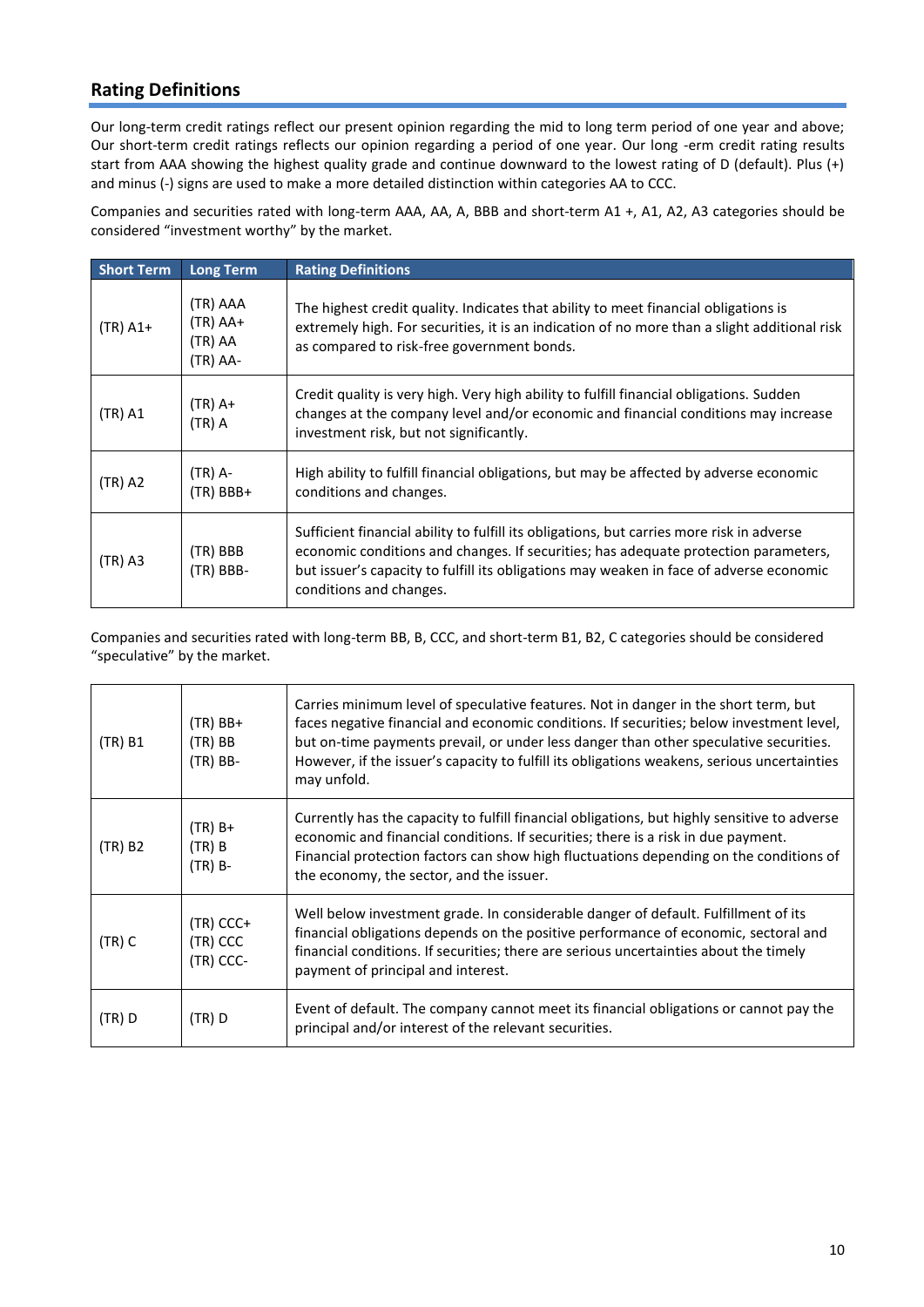## Rating Definitions

Our long-term credit ratings reflect our present opinion regarding the mid to long term period of one year and above; Our short-term credit ratings reflects our opinion regarding a period of one year. Our long -erm credit rating results start from AAA showing the highest quality grade and continue downward to the lowest rating of D (default). Plus (+) and minus (-) signs are used to make a more detailed distinction within categories AA to CCC.

Companies and securities rated with long-term AAA, AA, A, BBB and short-term A1 +, A1, A2, A3 categories should be considered "investment worthy" by the market.

| Short Term | Long Term | Rating Definitions |
|---|---|---|
| (TR) A1+ | (TR) AAA<br>(TR) AA+<br>(TR) AA<br>(TR) AA- | The highest credit quality. Indicates that ability to meet financial obligations is extremely high. For securities, it is an indication of no more than a slight additional risk as compared to risk-free government bonds. |
| (TR) A1 | (TR) A+<br>(TR) A | Credit quality is very high. Very high ability to fulfill financial obligations. Sudden changes at the company level and/or economic and financial conditions may increase investment risk, but not significantly. |
| (TR) A2 | (TR) A-<br>(TR) BBB+ | High ability to fulfill financial obligations, but may be affected by adverse economic conditions and changes. |
| (TR) A3 | (TR) BBB<br>(TR) BBB- | Sufficient financial ability to fulfill its obligations, but carries more risk in adverse economic conditions and changes. If securities; has adequate protection parameters, but issuer's capacity to fulfill its obligations may weaken in face of adverse economic conditions and changes. |

Companies and securities rated with long-term BB, B, CCC, and short-term B1, B2, C categories should be considered "speculative" by the market.

| Short Term | Long Term | Rating Definitions |
|---|---|---|
| (TR) B1 | (TR) BB+<br>(TR) BB<br>(TR) BB- | Carries minimum level of speculative features. Not in danger in the short term, but faces negative financial and economic conditions. If securities; below investment level, but on-time payments prevail, or under less danger than other speculative securities. However, if the issuer's capacity to fulfill its obligations weakens, serious uncertainties may unfold. |
| (TR) B2 | (TR) B+<br>(TR) B<br>(TR) B- | Currently has the capacity to fulfill financial obligations, but highly sensitive to adverse economic and financial conditions. If securities; there is a risk in due payment. Financial protection factors can show high fluctuations depending on the conditions of the economy, the sector, and the issuer. |
| (TR) C | (TR) CCC+<br>(TR) CCC<br>(TR) CCC- | Well below investment grade. In considerable danger of default. Fulfillment of its financial obligations depends on the positive performance of economic, sectoral and financial conditions. If securities; there are serious uncertainties about the timely payment of principal and interest. |
| (TR) D | (TR) D | Event of default. The company cannot meet its financial obligations or cannot pay the principal and/or interest of the relevant securities. |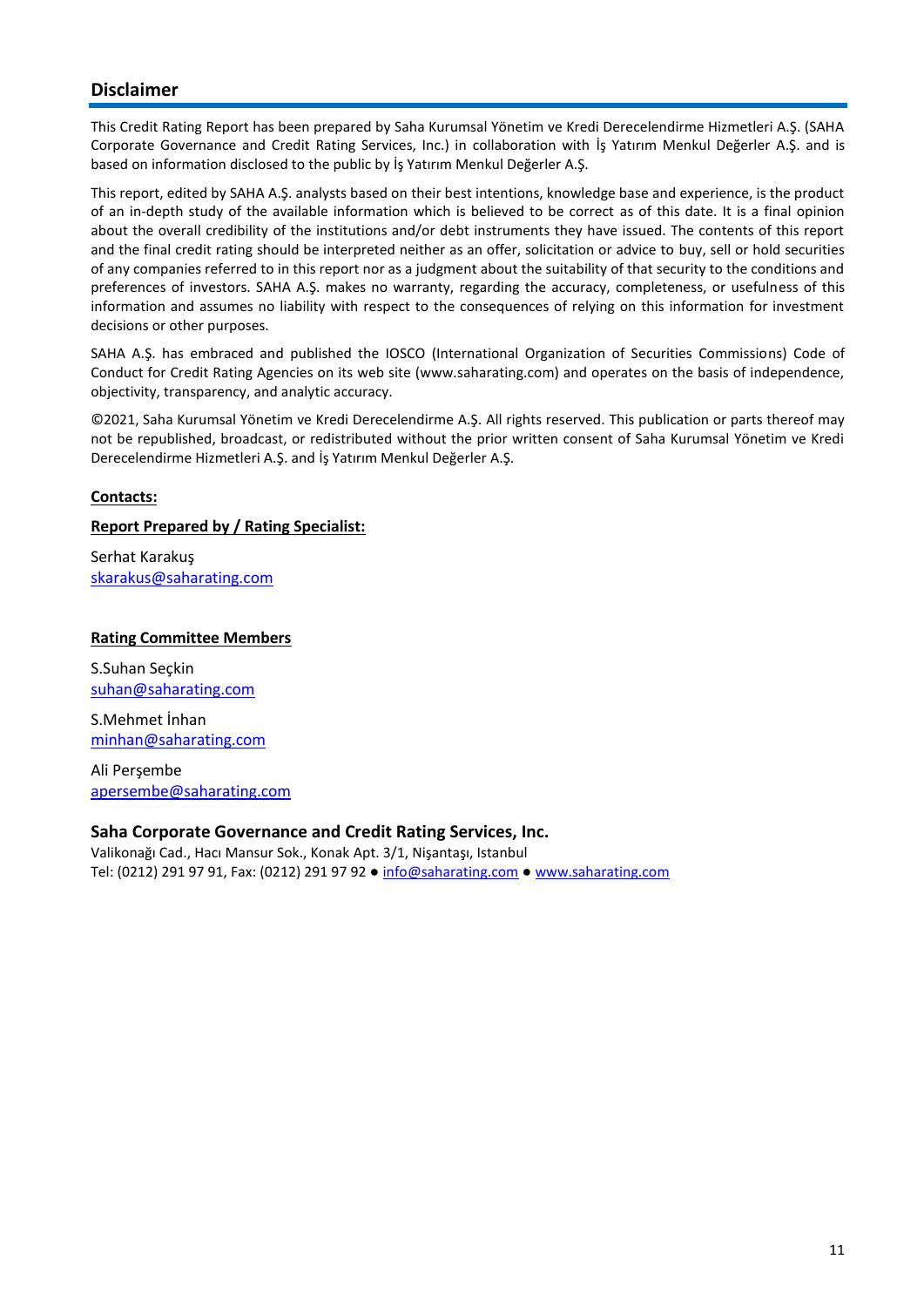## Disclaimer

This Credit Rating Report has been prepared by Saha Kurumsal Yönetim ve Kredi Derecelendirme Hizmetleri A.Ş. (SAHA Corporate Governance and Credit Rating Services, Inc.) in collaboration with İş Yatırım Menkul Değerler A.Ş. and is based on information disclosed to the public by İş Yatırım Menkul Değerler A.Ş.

This report, edited by SAHA A.Ş. analysts based on their best intentions, knowledge base and experience, is the product of an in-depth study of the available information which is believed to be correct as of this date. It is a final opinion about the overall credibility of the institutions and/or debt instruments they have issued. The contents of this report and the final credit rating should be interpreted neither as an offer, solicitation or advice to buy, sell or hold securities of any companies referred to in this report nor as a judgment about the suitability of that security to the conditions and preferences of investors. SAHA A.Ş. makes no warranty, regarding the accuracy, completeness, or usefulness of this information and assumes no liability with respect to the consequences of relying on this information for investment decisions or other purposes.

SAHA A.Ş. has embraced and published the IOSCO (International Organization of Securities Commissions) Code of Conduct for Credit Rating Agencies on its web site (www.saharating.com) and operates on the basis of independence, objectivity, transparency, and analytic accuracy.

©2021, Saha Kurumsal Yönetim ve Kredi Derecelendirme A.Ş. All rights reserved. This publication or parts thereof may not be republished, broadcast, or redistributed without the prior written consent of Saha Kurumsal Yönetim ve Kredi Derecelendirme Hizmetleri A.Ş. and İş Yatırım Menkul Değerler A.Ş.

**Contacts:**

**Report Prepared by / Rating Specialist:**

Serhat Karakuş
skarakus@saharating.com

**Rating Committee Members**

S.Suhan Seçkin
suhan@saharating.com

S.Mehmet İnhan
minhan@saharating.com

Ali Perşembe
apersembe@saharating.com

### Saha Corporate Governance and Credit Rating Services, Inc.

Valikonağı Cad., Hacı Mansur Sok., Konak Apt. 3/1, Nişantaşı, Istanbul
Tel: (0212) 291 97 91, Fax: (0212) 291 97 92 ● info@saharating.com ● www.saharating.com